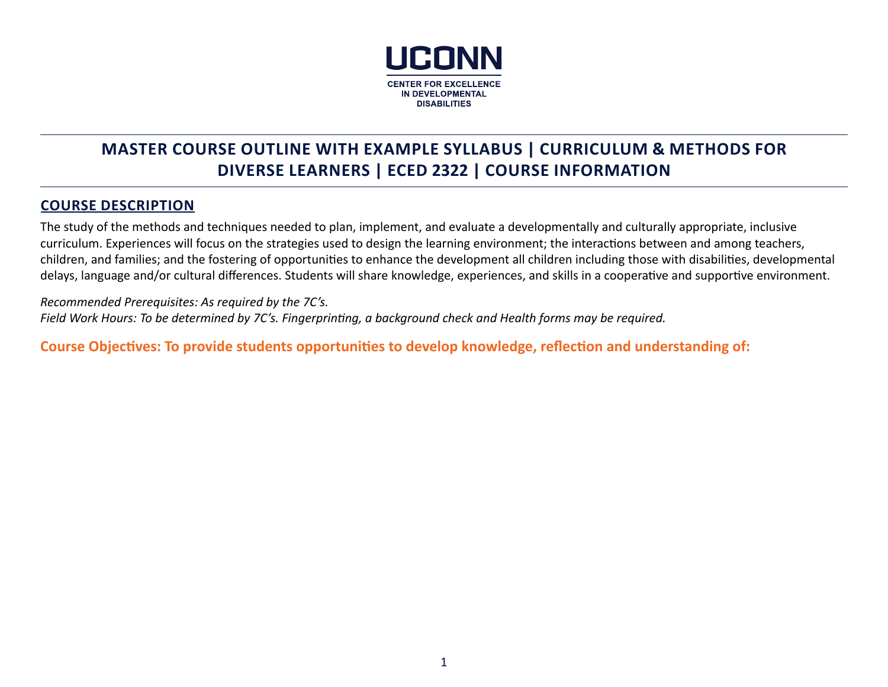UCONN

CENTER FOR EXCELLENCE IN DEVELOPMENTAL DISABILITIES

# MASTER COURSE OUTLINE WITH EXAMPLE SYLLABUS | CURRICULUM & METHODS FOR DIVERSE LEARNERS | ECED 2322 | COURSE INFORMATION

## COURSE DESCRIPTION

The study of the methods and techniques needed to plan, implement, and evaluate a developmentally and culturally appropriate, inclusive curriculum. Experiences will focus on the strategies used to design the learning environment; the interactions between and among teachers, children, and families; and the fostering of opportunities to enhance the development all children including those with disabilities, developmental delays, language and/or cultural differences. Students will share knowledge, experiences, and skills in a cooperative and supportive environment.

*Recommended Prerequisites: As required by the 7C's.*
*Field Work Hours: To be determined by 7C's. Fingerprinting, a background check and Health forms may be required.*

**Course Objectives: To provide students opportunities to develop knowledge, reflection and understanding of:**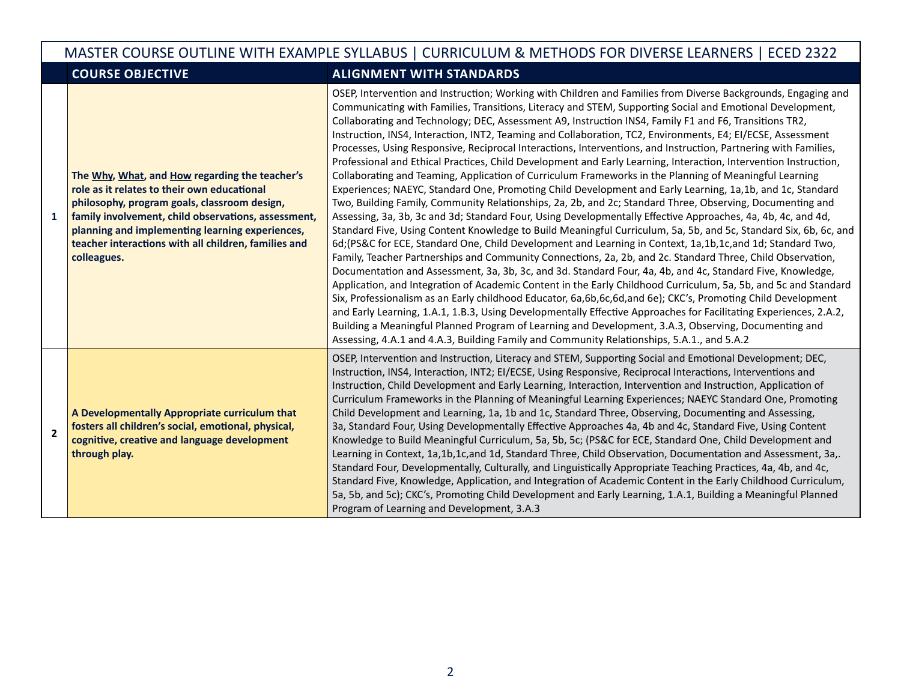| | MASTER COURSE OUTLINE WITH EXAMPLE SYLLABUS \| CURRICULUM & METHODS FOR DIVERSE LEARNERS \| ECED 2322 | |
|---|---|---|
| | **COURSE OBJECTIVE** | **ALIGNMENT WITH STANDARDS** |
| **1** | **The Why, What, and How regarding the teacher's role as it relates to their own educational philosophy, program goals, classroom design, family involvement, child observations, assessment, planning and implementing learning experiences, teacher interactions with all children, families and colleagues.** | OSEP, Intervention and Instruction; Working with Children and Families from Diverse Backgrounds, Engaging and Communicating with Families, Transitions, Literacy and STEM, Supporting Social and Emotional Development, Collaborating and Technology; DEC, Assessment A9, Instruction INS4, Family F1 and F6, Transitions TR2, Instruction, INS4, Interaction, INT2, Teaming and Collaboration, TC2, Environments, E4; EI/ECSE, Assessment Processes, Using Responsive, Reciprocal Interactions, Interventions, and Instruction, Partnering with Families, Professional and Ethical Practices, Child Development and Early Learning, Interaction, Intervention Instruction, Collaborating and Teaming, Application of Curriculum Frameworks in the Planning of Meaningful Learning Experiences; NAEYC, Standard One, Promoting Child Development and Early Learning, 1a,1b, and 1c, Standard Two, Building Family, Community Relationships, 2a, 2b, and 2c; Standard Three, Observing, Documenting and Assessing, 3a, 3b, 3c and 3d; Standard Four, Using Developmentally Effective Approaches, 4a, 4b, 4c, and 4d, Standard Five, Using Content Knowledge to Build Meaningful Curriculum, 5a, 5b, and 5c, Standard Six, 6b, 6c, and 6d;(PS&C for ECE, Standard One, Child Development and Learning in Context, 1a,1b,1c,and 1d; Standard Two, Family, Teacher Partnerships and Community Connections, 2a, 2b, and 2c. Standard Three, Child Observation, Documentation and Assessment, 3a, 3b, 3c, and 3d. Standard Four, 4a, 4b, and 4c, Standard Five, Knowledge, Application, and Integration of Academic Content in the Early Childhood Curriculum, 5a, 5b, and 5c and Standard Six, Professionalism as an Early childhood Educator, 6a,6b,6c,6d,and 6e); CKC's, Promoting Child Development and Early Learning, 1.A.1, 1.B.3, Using Developmentally Effective Approaches for Facilitating Experiences, 2.A.2, Building a Meaningful Planned Program of Learning and Development, 3.A.3, Observing, Documenting and Assessing, 4.A.1 and 4.A.3, Building Family and Community Relationships, 5.A.1., and 5.A.2 |
| **2** | **A Developmentally Appropriate curriculum that fosters all children's social, emotional, physical, cognitive, creative and language development through play.** | OSEP, Intervention and Instruction, Literacy and STEM, Supporting Social and Emotional Development; DEC, Instruction, INS4, Interaction, INT2; EI/ECSE, Using Responsive, Reciprocal Interactions, Interventions and Instruction, Child Development and Early Learning, Interaction, Intervention and Instruction, Application of Curriculum Frameworks in the Planning of Meaningful Learning Experiences; NAEYC Standard One, Promoting Child Development and Learning, 1a, 1b and 1c, Standard Three, Observing, Documenting and Assessing, 3a, Standard Four, Using Developmentally Effective Approaches 4a, 4b and 4c, Standard Five, Using Content Knowledge to Build Meaningful Curriculum, 5a, 5b, 5c; (PS&C for ECE, Standard One, Child Development and Learning in Context, 1a,1b,1c,and 1d, Standard Three, Child Observation, Documentation and Assessment, 3a,. Standard Four, Developmentally, Culturally, and Linguistically Appropriate Teaching Practices, 4a, 4b, and 4c, Standard Five, Knowledge, Application, and Integration of Academic Content in the Early Childhood Curriculum, 5a, 5b, and 5c); CKC's, Promoting Child Development and Early Learning, 1.A.1, Building a Meaningful Planned Program of Learning and Development, 3.A.3 |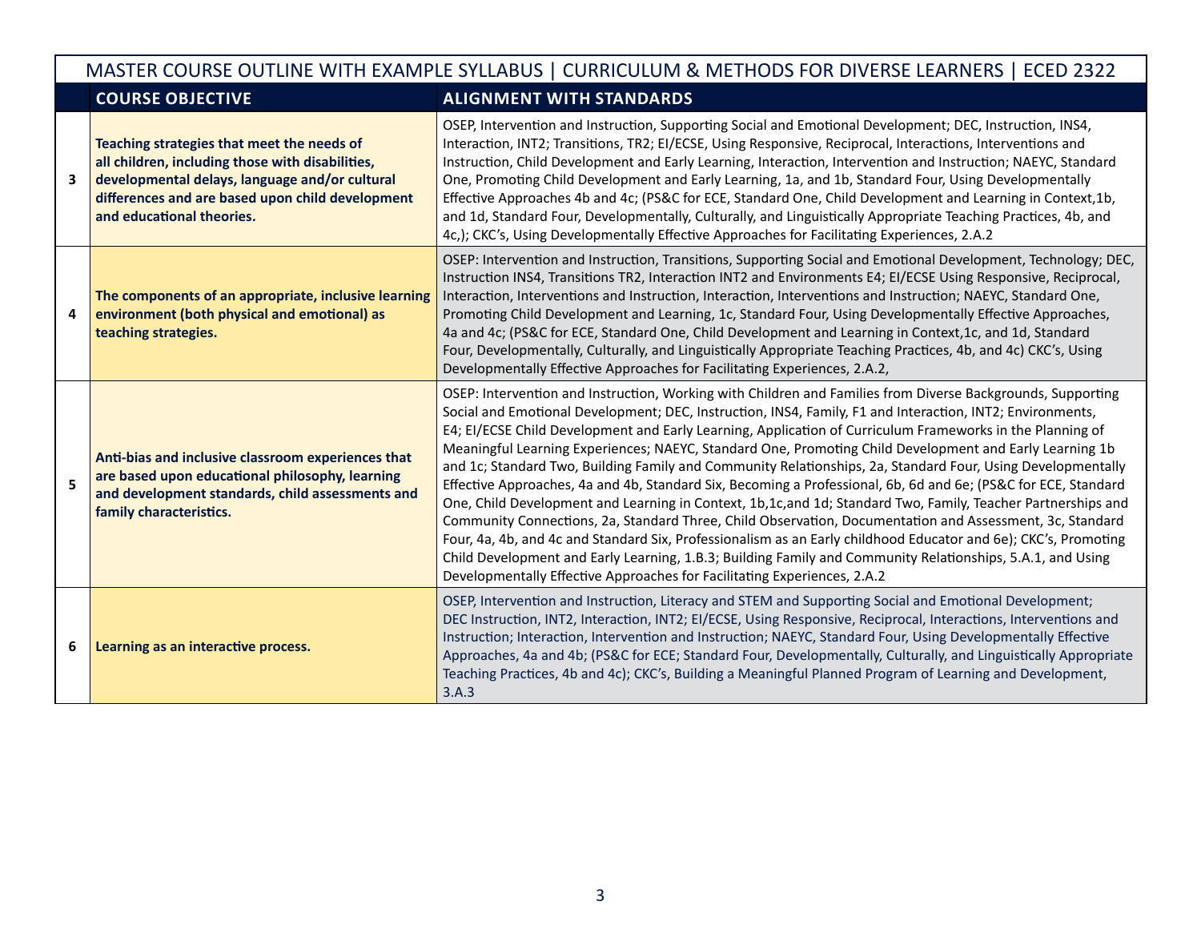| | MASTER COURSE OUTLINE WITH EXAMPLE SYLLABUS \| CURRICULUM & METHODS FOR DIVERSE LEARNERS \| ECED 2322 | |
|---|---|---|
| | **COURSE OBJECTIVE** | **ALIGNMENT WITH STANDARDS** |
| **3** | **Teaching strategies that meet the needs of all children, including those with disabilities, developmental delays, language and/or cultural differences and are based upon child development and educational theories.** | OSEP, Intervention and Instruction, Supporting Social and Emotional Development; DEC, Instruction, INS4, Interaction, INT2; Transitions, TR2; EI/ECSE, Using Responsive, Reciprocal, Interactions, Interventions and Instruction, Child Development and Early Learning, Interaction, Intervention and Instruction; NAEYC, Standard One, Promoting Child Development and Early Learning, 1a, and 1b, Standard Four, Using Developmentally Effective Approaches 4b and 4c; (PS&C for ECE, Standard One, Child Development and Learning in Context,1b, and 1d, Standard Four, Developmentally, Culturally, and Linguistically Appropriate Teaching Practices, 4b, and 4c,); CKC's, Using Developmentally Effective Approaches for Facilitating Experiences, 2.A.2 |
| **4** | **The components of an appropriate, inclusive learning environment (both physical and emotional) as teaching strategies.** | OSEP: Intervention and Instruction, Transitions, Supporting Social and Emotional Development, Technology; DEC, Instruction INS4, Transitions TR2, Interaction INT2 and Environments E4; EI/ECSE Using Responsive, Reciprocal, Interaction, Interventions and Instruction, Interaction, Interventions and Instruction; NAEYC, Standard One, Promoting Child Development and Learning, 1c, Standard Four, Using Developmentally Effective Approaches, 4a and 4c; (PS&C for ECE, Standard One, Child Development and Learning in Context,1c, and 1d, Standard Four, Developmentally, Culturally, and Linguistically Appropriate Teaching Practices, 4b, and 4c) CKC's, Using Developmentally Effective Approaches for Facilitating Experiences, 2.A.2, |
| **5** | **Anti-bias and inclusive classroom experiences that are based upon educational philosophy, learning and development standards, child assessments and family characteristics.** | OSEP: Intervention and Instruction, Working with Children and Families from Diverse Backgrounds, Supporting Social and Emotional Development; DEC, Instruction, INS4, Family, F1 and Interaction, INT2; Environments, E4; EI/ECSE Child Development and Early Learning, Application of Curriculum Frameworks in the Planning of Meaningful Learning Experiences; NAEYC, Standard One, Promoting Child Development and Early Learning 1b and 1c; Standard Two, Building Family and Community Relationships, 2a, Standard Four, Using Developmentally Effective Approaches, 4a and 4b, Standard Six, Becoming a Professional, 6b, 6d and 6e; (PS&C for ECE, Standard One, Child Development and Learning in Context, 1b,1c,and 1d; Standard Two, Family, Teacher Partnerships and Community Connections, 2a, Standard Three, Child Observation, Documentation and Assessment, 3c, Standard Four, 4a, 4b, and 4c and Standard Six, Professionalism as an Early childhood Educator and 6e); CKC's, Promoting Child Development and Early Learning, 1.B.3; Building Family and Community Relationships, 5.A.1, and Using Developmentally Effective Approaches for Facilitating Experiences, 2.A.2 |
| **6** | **Learning as an interactive process.** | OSEP, Intervention and Instruction, Literacy and STEM and Supporting Social and Emotional Development; DEC Instruction, INT2, Interaction, INT2; EI/ECSE, Using Responsive, Reciprocal, Interactions, Interventions and Instruction; Interaction, Intervention and Instruction; NAEYC, Standard Four, Using Developmentally Effective Approaches, 4a and 4b; (PS&C for ECE; Standard Four, Developmentally, Culturally, and Linguistically Appropriate Teaching Practices, 4b and 4c); CKC's, Building a Meaningful Planned Program of Learning and Development, 3.A.3 |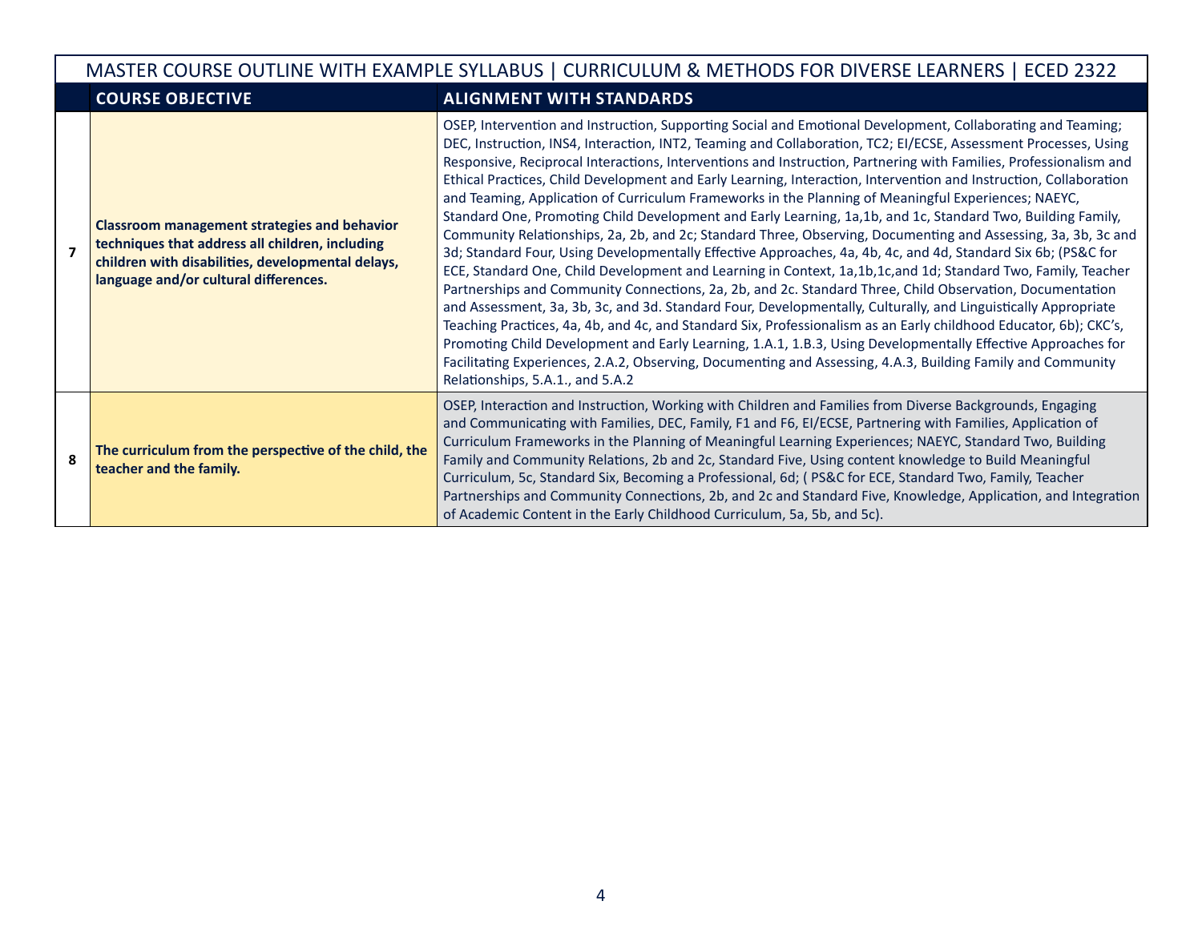| | COURSE OBJECTIVE | ALIGNMENT WITH STANDARDS |
|---|---|---|
| 7 | **Classroom management strategies and behavior techniques that address all children, including children with disabilities, developmental delays, language and/or cultural differences.** | OSEP, Intervention and Instruction, Supporting Social and Emotional Development, Collaborating and Teaming; DEC, Instruction, INS4, Interaction, INT2, Teaming and Collaboration, TC2; EI/ECSE, Assessment Processes, Using Responsive, Reciprocal Interactions, Interventions and Instruction, Partnering with Families, Professionalism and Ethical Practices, Child Development and Early Learning, Interaction, Intervention and Instruction, Collaboration and Teaming, Application of Curriculum Frameworks in the Planning of Meaningful Experiences; NAEYC, Standard One, Promoting Child Development and Early Learning, 1a,1b, and 1c, Standard Two, Building Family, Community Relationships, 2a, 2b, and 2c; Standard Three, Observing, Documenting and Assessing, 3a, 3b, 3c and 3d; Standard Four, Using Developmentally Effective Approaches, 4a, 4b, 4c, and 4d, Standard Six 6b; (PS&C for ECE, Standard One, Child Development and Learning in Context, 1a,1b,1c,and 1d; Standard Two, Family, Teacher Partnerships and Community Connections, 2a, 2b, and 2c. Standard Three, Child Observation, Documentation and Assessment, 3a, 3b, 3c, and 3d. Standard Four, Developmentally, Culturally, and Linguistically Appropriate Teaching Practices, 4a, 4b, and 4c, and Standard Six, Professionalism as an Early childhood Educator, 6b); CKC's, Promoting Child Development and Early Learning, 1.A.1, 1.B.3, Using Developmentally Effective Approaches for Facilitating Experiences, 2.A.2, Observing, Documenting and Assessing, 4.A.3, Building Family and Community Relationships, 5.A.1., and 5.A.2 |
| 8 | **The curriculum from the perspective of the child, the teacher and the family.** | OSEP, Interaction and Instruction, Working with Children and Families from Diverse Backgrounds, Engaging and Communicating with Families, DEC, Family, F1 and F6, EI/ECSE, Partnering with Families, Application of Curriculum Frameworks in the Planning of Meaningful Learning Experiences; NAEYC, Standard Two, Building Family and Community Relations, 2b and 2c, Standard Five, Using content knowledge to Build Meaningful Curriculum, 5c, Standard Six, Becoming a Professional, 6d; ( PS&C for ECE, Standard Two, Family, Teacher Partnerships and Community Connections, 2b, and 2c and Standard Five, Knowledge, Application, and Integration of Academic Content in the Early Childhood Curriculum, 5a, 5b, and 5c). |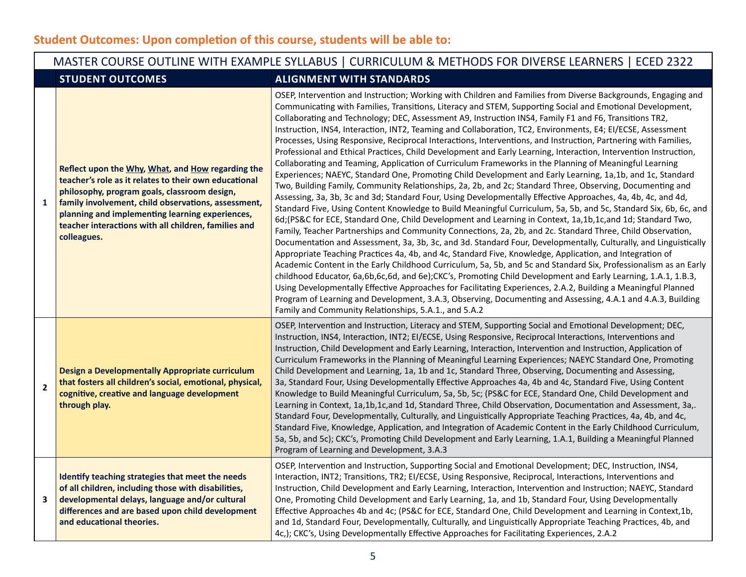## Student Outcomes: Upon completion of this course, students will be able to:

| MASTER COURSE OUTLINE WITH EXAMPLE SYLLABUS \| CURRICULUM & METHODS FOR DIVERSE LEARNERS \| ECED 2322 | | |
|---|---|---|
| | **STUDENT OUTCOMES** | **ALIGNMENT WITH STANDARDS** |
| **1** | **Reflect upon the <u>Why</u>, <u>What</u>, and <u>How</u> regarding the teacher's role as it relates to their own educational philosophy, program goals, classroom design, family involvement, child observations, assessment, planning and implementing learning experiences, teacher interactions with all children, families and colleagues.** | OSEP, Intervention and Instruction; Working with Children and Families from Diverse Backgrounds, Engaging and Communicating with Families, Transitions, Literacy and STEM, Supporting Social and Emotional Development, Collaborating and Technology; DEC, Assessment A9, Instruction INS4, Family F1 and F6, Transitions TR2, Instruction, INS4, Interaction, INT2, Teaming and Collaboration, TC2, Environments, E4; EI/ECSE, Assessment Processes, Using Responsive, Reciprocal Interactions, Interventions, and Instruction, Partnering with Families, Professional and Ethical Practices, Child Development and Early Learning, Interaction, Intervention Instruction, Collaborating and Teaming, Application of Curriculum Frameworks in the Planning of Meaningful Learning Experiences; NAEYC, Standard One, Promoting Child Development and Early Learning, 1a,1b, and 1c, Standard Two, Building Family, Community Relationships, 2a, 2b, and 2c; Standard Three, Observing, Documenting and Assessing, 3a, 3b, 3c and 3d; Standard Four, Using Developmentally Effective Approaches, 4a, 4b, 4c, and 4d, Standard Five, Using Content Knowledge to Build Meaningful Curriculum, 5a, 5b, and 5c, Standard Six, 6b, 6c, and 6d;(PS&C for ECE, Standard One, Child Development and Learning in Context, 1a,1b,1c,and 1d; Standard Two, Family, Teacher Partnerships and Community Connections, 2a, 2b, and 2c. Standard Three, Child Observation, Documentation and Assessment, 3a, 3b, 3c, and 3d. Standard Four, Developmentally, Culturally, and Linguistically Appropriate Teaching Practices 4a, 4b, and 4c, Standard Five, Knowledge, Application, and Integration of Academic Content in the Early Childhood Curriculum, 5a, 5b, and 5c and Standard Six, Professionalism as an Early childhood Educator, 6a,6b,6c,6d, and 6e);CKC's, Promoting Child Development and Early Learning, 1.A.1, 1.B.3, Using Developmentally Effective Approaches for Facilitating Experiences, 2.A.2, Building a Meaningful Planned Program of Learning and Development, 3.A.3, Observing, Documenting and Assessing, 4.A.1 and 4.A.3, Building Family and Community Relationships, 5.A.1., and 5.A.2 |
| **2** | **Design a Developmentally Appropriate curriculum that fosters all children's social, emotional, physical, cognitive, creative and language development through play.** | OSEP, Intervention and Instruction, Literacy and STEM, Supporting Social and Emotional Development; DEC, Instruction, INS4, Interaction, INT2; EI/ECSE, Using Responsive, Reciprocal Interactions, Interventions and Instruction, Child Development and Early Learning, Interaction, Intervention and Instruction, Application of Curriculum Frameworks in the Planning of Meaningful Learning Experiences; NAEYC Standard One, Promoting Child Development and Learning, 1a, 1b and 1c, Standard Three, Observing, Documenting and Assessing, 3a, Standard Four, Using Developmentally Effective Approaches 4a, 4b and 4c, Standard Five, Using Content Knowledge to Build Meaningful Curriculum, 5a, 5b, 5c; (PS&C for ECE, Standard One, Child Development and Learning in Context, 1a,1b,1c,and 1d, Standard Three, Child Observation, Documentation and Assessment, 3a,. Standard Four, Developmentally, Culturally, and Linguistically Appropriate Teaching Practices, 4a, 4b, and 4c, Standard Five, Knowledge, Application, and Integration of Academic Content in the Early Childhood Curriculum, 5a, 5b, and 5c); CKC's, Promoting Child Development and Early Learning, 1.A.1, Building a Meaningful Planned Program of Learning and Development, 3.A.3 |
| **3** | **Identify teaching strategies that meet the needs of all children, including those with disabilities, developmental delays, language and/or cultural differences and are based upon child development and educational theories.** | OSEP, Intervention and Instruction, Supporting Social and Emotional Development; DEC, Instruction, INS4, Interaction, INT2; Transitions, TR2; EI/ECSE, Using Responsive, Reciprocal, Interactions, Interventions and Instruction, Child Development and Early Learning, Interaction, Intervention and Instruction; NAEYC, Standard One, Promoting Child Development and Early Learning, 1a, and 1b, Standard Four, Using Developmentally Effective Approaches 4b and 4c; (PS&C for ECE, Standard One, Child Development and Learning in Context,1b, and 1d, Standard Four, Developmentally, Culturally, and Linguistically Appropriate Teaching Practices, 4b, and 4c,); CKC's, Using Developmentally Effective Approaches for Facilitating Experiences, 2.A.2 |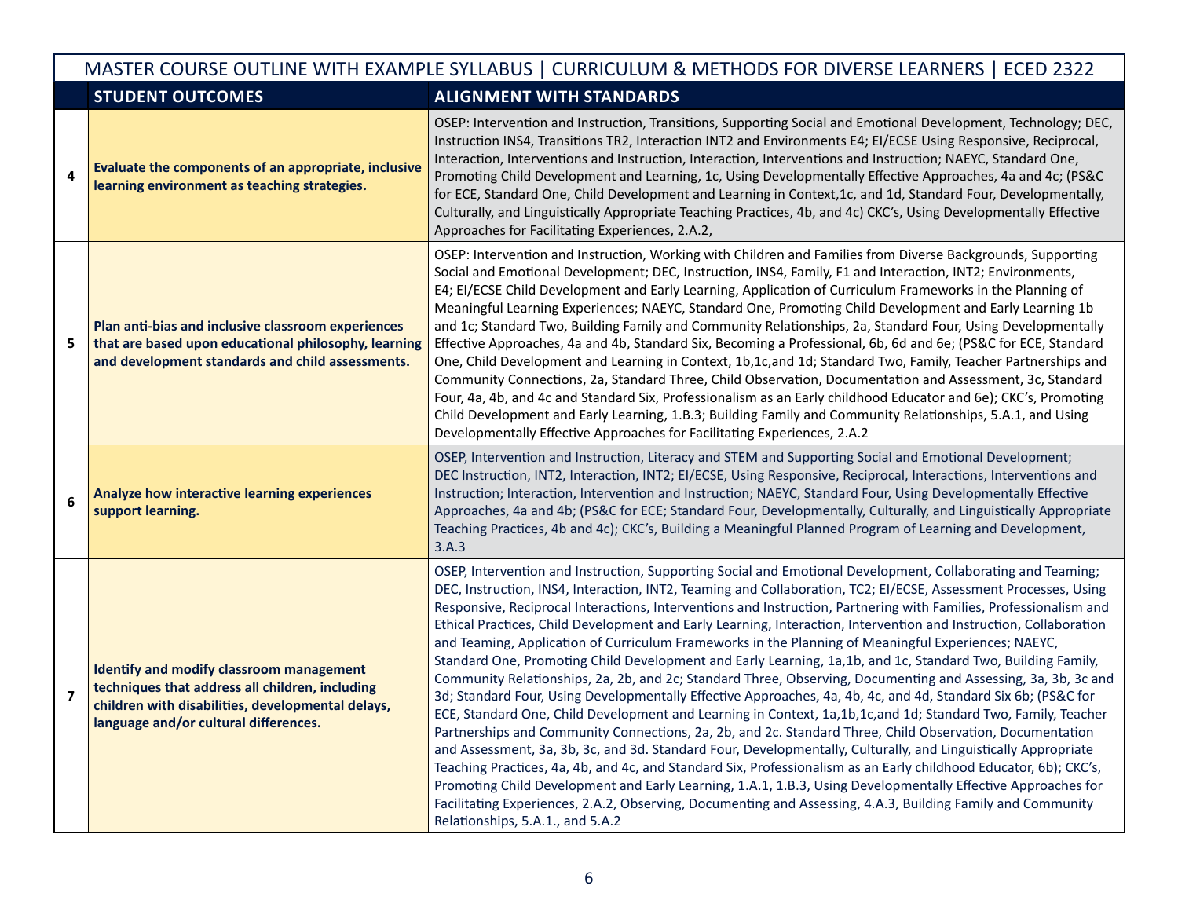| | MASTER COURSE OUTLINE WITH EXAMPLE SYLLABUS \| CURRICULUM & METHODS FOR DIVERSE LEARNERS \| ECED 2322 | |
|---|---|---|
| | **STUDENT OUTCOMES** | **ALIGNMENT WITH STANDARDS** |
| **4** | **Evaluate the components of an appropriate, inclusive learning environment as teaching strategies.** | OSEP: Intervention and Instruction, Transitions, Supporting Social and Emotional Development, Technology; DEC, Instruction INS4, Transitions TR2, Interaction INT2 and Environments E4; EI/ECSE Using Responsive, Reciprocal, Interaction, Interventions and Instruction, Interaction, Interventions and Instruction; NAEYC, Standard One, Promoting Child Development and Learning, 1c, Using Developmentally Effective Approaches, 4a and 4c; (PS&C for ECE, Standard One, Child Development and Learning in Context,1c, and 1d, Standard Four, Developmentally, Culturally, and Linguistically Appropriate Teaching Practices, 4b, and 4c) CKC's, Using Developmentally Effective Approaches for Facilitating Experiences, 2.A.2, |
| **5** | **Plan anti-bias and inclusive classroom experiences that are based upon educational philosophy, learning and development standards and child assessments.** | OSEP: Intervention and Instruction, Working with Children and Families from Diverse Backgrounds, Supporting Social and Emotional Development; DEC, Instruction, INS4, Family, F1 and Interaction, INT2; Environments, E4; EI/ECSE Child Development and Early Learning, Application of Curriculum Frameworks in the Planning of Meaningful Learning Experiences; NAEYC, Standard One, Promoting Child Development and Early Learning 1b and 1c; Standard Two, Building Family and Community Relationships, 2a, Standard Four, Using Developmentally Effective Approaches, 4a and 4b, Standard Six, Becoming a Professional, 6b, 6d and 6e; (PS&C for ECE, Standard One, Child Development and Learning in Context, 1b,1c,and 1d; Standard Two, Family, Teacher Partnerships and Community Connections, 2a, Standard Three, Child Observation, Documentation and Assessment, 3c, Standard Four, 4a, 4b, and 4c and Standard Six, Professionalism as an Early childhood Educator and 6e); CKC's, Promoting Child Development and Early Learning, 1.B.3; Building Family and Community Relationships, 5.A.1, and Using Developmentally Effective Approaches for Facilitating Experiences, 2.A.2 |
| **6** | **Analyze how interactive learning experiences support learning.** | OSEP, Intervention and Instruction, Literacy and STEM and Supporting Social and Emotional Development; DEC Instruction, INT2, Interaction, INT2; EI/ECSE, Using Responsive, Reciprocal, Interactions, Interventions and Instruction; Interaction, Intervention and Instruction; NAEYC, Standard Four, Using Developmentally Effective Approaches, 4a and 4b; (PS&C for ECE; Standard Four, Developmentally, Culturally, and Linguistically Appropriate Teaching Practices, 4b and 4c); CKC's, Building a Meaningful Planned Program of Learning and Development, 3.A.3 |
| **7** | **Identify and modify classroom management techniques that address all children, including children with disabilities, developmental delays, language and/or cultural differences.** | OSEP, Intervention and Instruction, Supporting Social and Emotional Development, Collaborating and Teaming; DEC, Instruction, INS4, Interaction, INT2, Teaming and Collaboration, TC2; EI/ECSE, Assessment Processes, Using Responsive, Reciprocal Interactions, Interventions and Instruction, Partnering with Families, Professionalism and Ethical Practices, Child Development and Early Learning, Interaction, Intervention and Instruction, Collaboration and Teaming, Application of Curriculum Frameworks in the Planning of Meaningful Experiences; NAEYC, Standard One, Promoting Child Development and Early Learning, 1a,1b, and 1c, Standard Two, Building Family, Community Relationships, 2a, 2b, and 2c; Standard Three, Observing, Documenting and Assessing, 3a, 3b, 3c and 3d; Standard Four, Using Developmentally Effective Approaches, 4a, 4b, 4c, and 4d, Standard Six 6b; (PS&C for ECE, Standard One, Child Development and Learning in Context, 1a,1b,1c,and 1d; Standard Two, Family, Teacher Partnerships and Community Connections, 2a, 2b, and 2c. Standard Three, Child Observation, Documentation and Assessment, 3a, 3b, 3c, and 3d. Standard Four, Developmentally, Culturally, and Linguistically Appropriate Teaching Practices, 4a, 4b, and 4c, and Standard Six, Professionalism as an Early childhood Educator, 6b); CKC's, Promoting Child Development and Early Learning, 1.A.1, 1.B.3, Using Developmentally Effective Approaches for Facilitating Experiences, 2.A.2, Observing, Documenting and Assessing, 4.A.3, Building Family and Community Relationships, 5.A.1., and 5.A.2 |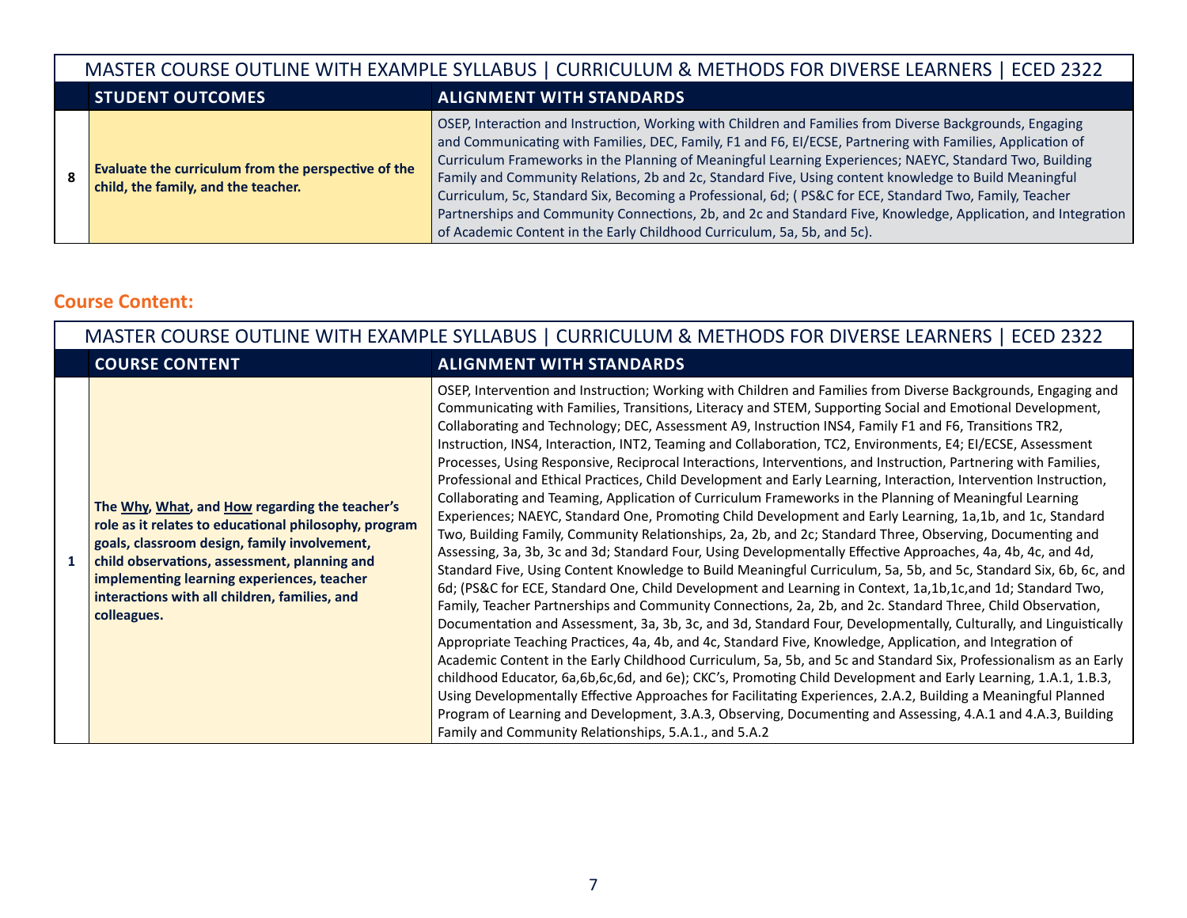| MASTER COURSE OUTLINE WITH EXAMPLE SYLLABUS \| CURRICULUM & METHODS FOR DIVERSE LEARNERS \| ECED 2322 | | |
|---|---|---|
| | **STUDENT OUTCOMES** | **ALIGNMENT WITH STANDARDS** |
| **8** | **Evaluate the curriculum from the perspective of the child, the family, and the teacher.** | OSEP, Interaction and Instruction, Working with Children and Families from Diverse Backgrounds, Engaging and Communicating with Families, DEC, Family, F1 and F6, EI/ECSE, Partnering with Families, Application of Curriculum Frameworks in the Planning of Meaningful Learning Experiences; NAEYC, Standard Two, Building Family and Community Relations, 2b and 2c, Standard Five, Using content knowledge to Build Meaningful Curriculum, 5c, Standard Six, Becoming a Professional, 6d; ( PS&C for ECE, Standard Two, Family, Teacher Partnerships and Community Connections, 2b, and 2c and Standard Five, Knowledge, Application, and Integration of Academic Content in the Early Childhood Curriculum, 5a, 5b, and 5c). |

## Course Content:

| MASTER COURSE OUTLINE WITH EXAMPLE SYLLABUS \| CURRICULUM & METHODS FOR DIVERSE LEARNERS \| ECED 2322 | | |
|---|---|---|
| | **COURSE CONTENT** | **ALIGNMENT WITH STANDARDS** |
| **1** | **The Why, What, and How regarding the teacher's role as it relates to educational philosophy, program goals, classroom design, family involvement, child observations, assessment, planning and implementing learning experiences, teacher interactions with all children, families, and colleagues.** | OSEP, Intervention and Instruction; Working with Children and Families from Diverse Backgrounds, Engaging and Communicating with Families, Transitions, Literacy and STEM, Supporting Social and Emotional Development, Collaborating and Technology; DEC, Assessment A9, Instruction INS4, Family F1 and F6, Transitions TR2, Instruction, INS4, Interaction, INT2, Teaming and Collaboration, TC2, Environments, E4; EI/ECSE, Assessment Processes, Using Responsive, Reciprocal Interactions, Interventions, and Instruction, Partnering with Families, Professional and Ethical Practices, Child Development and Early Learning, Interaction, Intervention Instruction, Collaborating and Teaming, Application of Curriculum Frameworks in the Planning of Meaningful Learning Experiences; NAEYC, Standard One, Promoting Child Development and Early Learning, 1a,1b, and 1c, Standard Two, Building Family, Community Relationships, 2a, 2b, and 2c; Standard Three, Observing, Documenting and Assessing, 3a, 3b, 3c and 3d; Standard Four, Using Developmentally Effective Approaches, 4a, 4b, 4c, and 4d, Standard Five, Using Content Knowledge to Build Meaningful Curriculum, 5a, 5b, and 5c, Standard Six, 6b, 6c, and 6d; (PS&C for ECE, Standard One, Child Development and Learning in Context, 1a,1b,1c,and 1d; Standard Two, Family, Teacher Partnerships and Community Connections, 2a, 2b, and 2c. Standard Three, Child Observation, Documentation and Assessment, 3a, 3b, 3c, and 3d, Standard Four, Developmentally, Culturally, and Linguistically Appropriate Teaching Practices, 4a, 4b, and 4c, Standard Five, Knowledge, Application, and Integration of Academic Content in the Early Childhood Curriculum, 5a, 5b, and 5c and Standard Six, Professionalism as an Early childhood Educator, 6a,6b,6c,6d, and 6e); CKC's, Promoting Child Development and Early Learning, 1.A.1, 1.B.3, Using Developmentally Effective Approaches for Facilitating Experiences, 2.A.2, Building a Meaningful Planned Program of Learning and Development, 3.A.3, Observing, Documenting and Assessing, 4.A.1 and 4.A.3, Building Family and Community Relationships, 5.A.1., and 5.A.2 |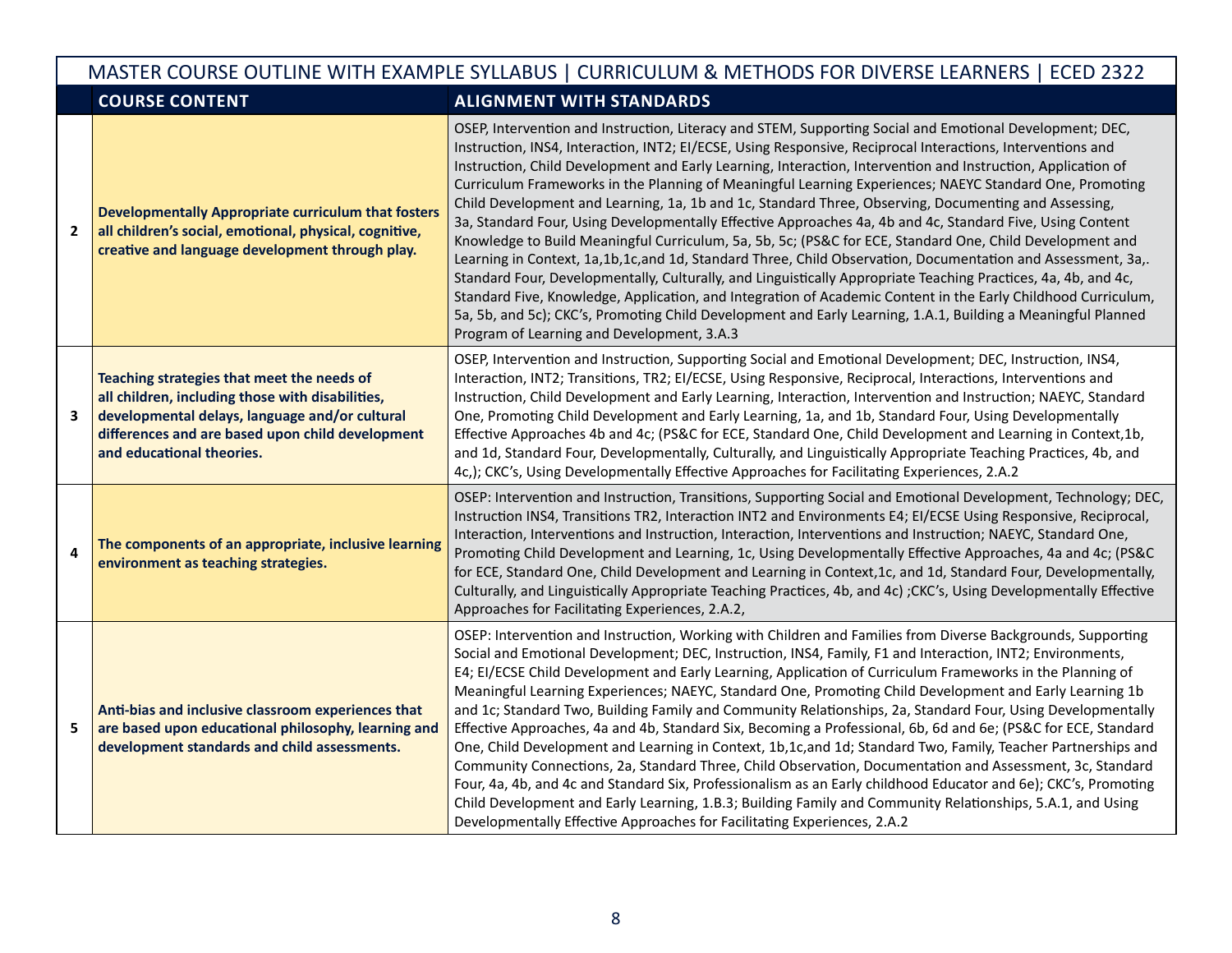| MASTER COURSE OUTLINE WITH EXAMPLE SYLLABUS \| CURRICULUM & METHODS FOR DIVERSE LEARNERS \| ECED 2322 | | |
|---|---|---|
| | **COURSE CONTENT** | **ALIGNMENT WITH STANDARDS** |
| **2** | **Developmentally Appropriate curriculum that fosters all children's social, emotional, physical, cognitive, creative and language development through play.** | OSEP, Intervention and Instruction, Literacy and STEM, Supporting Social and Emotional Development; DEC, Instruction, INS4, Interaction, INT2; EI/ECSE, Using Responsive, Reciprocal Interactions, Interventions and Instruction, Child Development and Early Learning, Interaction, Intervention and Instruction, Application of Curriculum Frameworks in the Planning of Meaningful Learning Experiences; NAEYC Standard One, Promoting Child Development and Learning, 1a, 1b and 1c, Standard Three, Observing, Documenting and Assessing, 3a, Standard Four, Using Developmentally Effective Approaches 4a, 4b and 4c, Standard Five, Using Content Knowledge to Build Meaningful Curriculum, 5a, 5b, 5c; (PS&C for ECE, Standard One, Child Development and Learning in Context, 1a,1b,1c,and 1d, Standard Three, Child Observation, Documentation and Assessment, 3a,. Standard Four, Developmentally, Culturally, and Linguistically Appropriate Teaching Practices, 4a, 4b, and 4c, Standard Five, Knowledge, Application, and Integration of Academic Content in the Early Childhood Curriculum, 5a, 5b, and 5c); CKC's, Promoting Child Development and Early Learning, 1.A.1, Building a Meaningful Planned Program of Learning and Development, 3.A.3 |
| **3** | **Teaching strategies that meet the needs of all children, including those with disabilities, developmental delays, language and/or cultural differences and are based upon child development and educational theories.** | OSEP, Intervention and Instruction, Supporting Social and Emotional Development; DEC, Instruction, INS4, Interaction, INT2; Transitions, TR2; EI/ECSE, Using Responsive, Reciprocal, Interactions, Interventions and Instruction, Child Development and Early Learning, Interaction, Intervention and Instruction; NAEYC, Standard One, Promoting Child Development and Early Learning, 1a, and 1b, Standard Four, Using Developmentally Effective Approaches 4b and 4c; (PS&C for ECE, Standard One, Child Development and Learning in Context,1b, and 1d, Standard Four, Developmentally, Culturally, and Linguistically Appropriate Teaching Practices, 4b, and 4c,); CKC's, Using Developmentally Effective Approaches for Facilitating Experiences, 2.A.2 |
| **4** | **The components of an appropriate, inclusive learning environment as teaching strategies.** | OSEP: Intervention and Instruction, Transitions, Supporting Social and Emotional Development, Technology; DEC, Instruction INS4, Transitions TR2, Interaction INT2 and Environments E4; EI/ECSE Using Responsive, Reciprocal, Interaction, Interventions and Instruction, Interaction, Interventions and Instruction; NAEYC, Standard One, Promoting Child Development and Learning, 1c, Using Developmentally Effective Approaches, 4a and 4c; (PS&C for ECE, Standard One, Child Development and Learning in Context,1c, and 1d, Standard Four, Developmentally, Culturally, and Linguistically Appropriate Teaching Practices, 4b, and 4c) ;CKC's, Using Developmentally Effective Approaches for Facilitating Experiences, 2.A.2, |
| **5** | **Anti-bias and inclusive classroom experiences that are based upon educational philosophy, learning and development standards and child assessments.** | OSEP: Intervention and Instruction, Working with Children and Families from Diverse Backgrounds, Supporting Social and Emotional Development; DEC, Instruction, INS4, Family, F1 and Interaction, INT2; Environments, E4; EI/ECSE Child Development and Early Learning, Application of Curriculum Frameworks in the Planning of Meaningful Learning Experiences; NAEYC, Standard One, Promoting Child Development and Early Learning 1b and 1c; Standard Two, Building Family and Community Relationships, 2a, Standard Four, Using Developmentally Effective Approaches, 4a and 4b, Standard Six, Becoming a Professional, 6b, 6d and 6e; (PS&C for ECE, Standard One, Child Development and Learning in Context, 1b,1c,and 1d; Standard Two, Family, Teacher Partnerships and Community Connections, 2a, Standard Three, Child Observation, Documentation and Assessment, 3c, Standard Four, 4a, 4b, and 4c and Standard Six, Professionalism as an Early childhood Educator and 6e); CKC's, Promoting Child Development and Early Learning, 1.B.3; Building Family and Community Relationships, 5.A.1, and Using Developmentally Effective Approaches for Facilitating Experiences, 2.A.2 |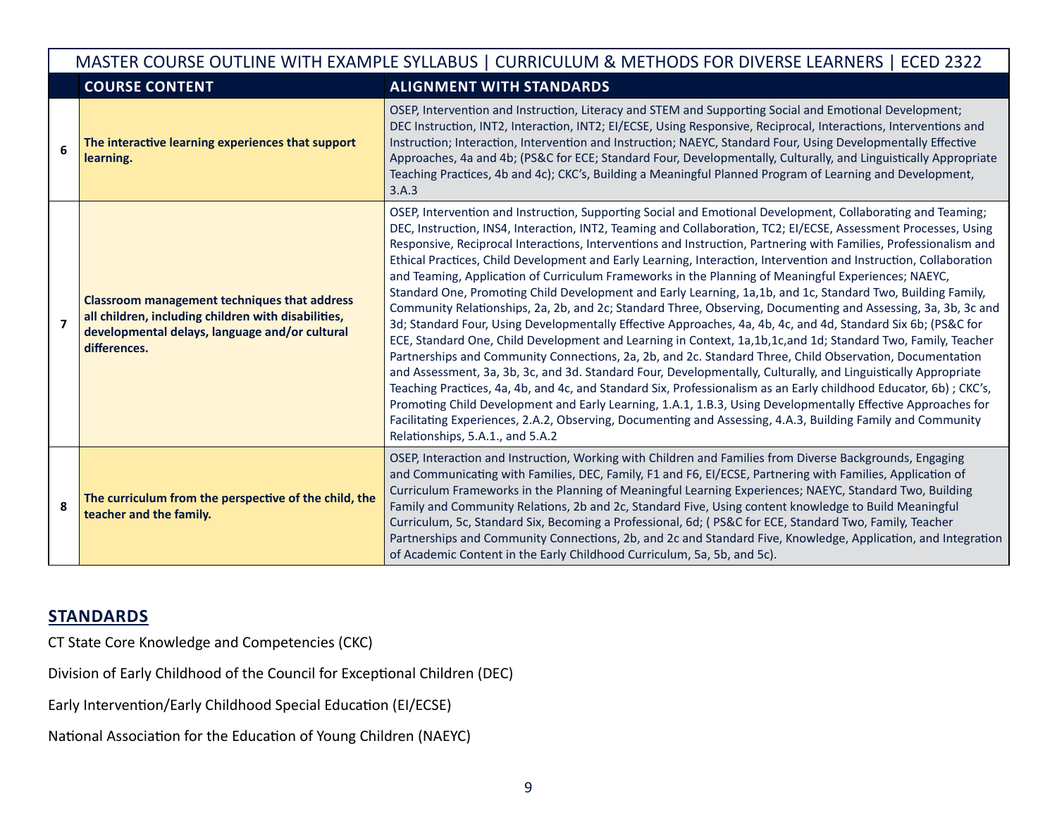| MASTER COURSE OUTLINE WITH EXAMPLE SYLLABUS \| CURRICULUM & METHODS FOR DIVERSE LEARNERS \| ECED 2322 | | |
|---|---|---|
| | **COURSE CONTENT** | **ALIGNMENT WITH STANDARDS** |
| **6** | **The interactive learning experiences that support learning.** | OSEP, Intervention and Instruction, Literacy and STEM and Supporting Social and Emotional Development; DEC Instruction, INT2, Interaction, INT2; EI/ECSE, Using Responsive, Reciprocal, Interactions, Interventions and Instruction; Interaction, Intervention and Instruction; NAEYC, Standard Four, Using Developmentally Effective Approaches, 4a and 4b; (PS&C for ECE; Standard Four, Developmentally, Culturally, and Linguistically Appropriate Teaching Practices, 4b and 4c); CKC's, Building a Meaningful Planned Program of Learning and Development, 3.A.3 |
| **7** | **Classroom management techniques that address all children, including children with disabilities, developmental delays, language and/or cultural differences.** | OSEP, Intervention and Instruction, Supporting Social and Emotional Development, Collaborating and Teaming; DEC, Instruction, INS4, Interaction, INT2, Teaming and Collaboration, TC2; EI/ECSE, Assessment Processes, Using Responsive, Reciprocal Interactions, Interventions and Instruction, Partnering with Families, Professionalism and Ethical Practices, Child Development and Early Learning, Interaction, Intervention and Instruction, Collaboration and Teaming, Application of Curriculum Frameworks in the Planning of Meaningful Experiences; NAEYC, Standard One, Promoting Child Development and Early Learning, 1a,1b, and 1c, Standard Two, Building Family, Community Relationships, 2a, 2b, and 2c; Standard Three, Observing, Documenting and Assessing, 3a, 3b, 3c and 3d; Standard Four, Using Developmentally Effective Approaches, 4a, 4b, 4c, and 4d, Standard Six 6b; (PS&C for ECE, Standard One, Child Development and Learning in Context, 1a,1b,1c,and 1d; Standard Two, Family, Teacher Partnerships and Community Connections, 2a, 2b, and 2c. Standard Three, Child Observation, Documentation and Assessment, 3a, 3b, 3c, and 3d. Standard Four, Developmentally, Culturally, and Linguistically Appropriate Teaching Practices, 4a, 4b, and 4c, and Standard Six, Professionalism as an Early childhood Educator, 6b) ; CKC's, Promoting Child Development and Early Learning, 1.A.1, 1.B.3, Using Developmentally Effective Approaches for Facilitating Experiences, 2.A.2, Observing, Documenting and Assessing, 4.A.3, Building Family and Community Relationships, 5.A.1., and 5.A.2 |
| **8** | **The curriculum from the perspective of the child, the teacher and the family.** | OSEP, Interaction and Instruction, Working with Children and Families from Diverse Backgrounds, Engaging and Communicating with Families, DEC, Family, F1 and F6, EI/ECSE, Partnering with Families, Application of Curriculum Frameworks in the Planning of Meaningful Learning Experiences; NAEYC, Standard Two, Building Family and Community Relations, 2b and 2c, Standard Five, Using content knowledge to Build Meaningful Curriculum, 5c, Standard Six, Becoming a Professional, 6d; ( PS&C for ECE, Standard Two, Family, Teacher Partnerships and Community Connections, 2b, and 2c and Standard Five, Knowledge, Application, and Integration of Academic Content in the Early Childhood Curriculum, 5a, 5b, and 5c). |

## STANDARDS

CT State Core Knowledge and Competencies (CKC)

Division of Early Childhood of the Council for Exceptional Children (DEC)

Early Intervention/Early Childhood Special Education (EI/ECSE)

National Association for the Education of Young Children (NAEYC)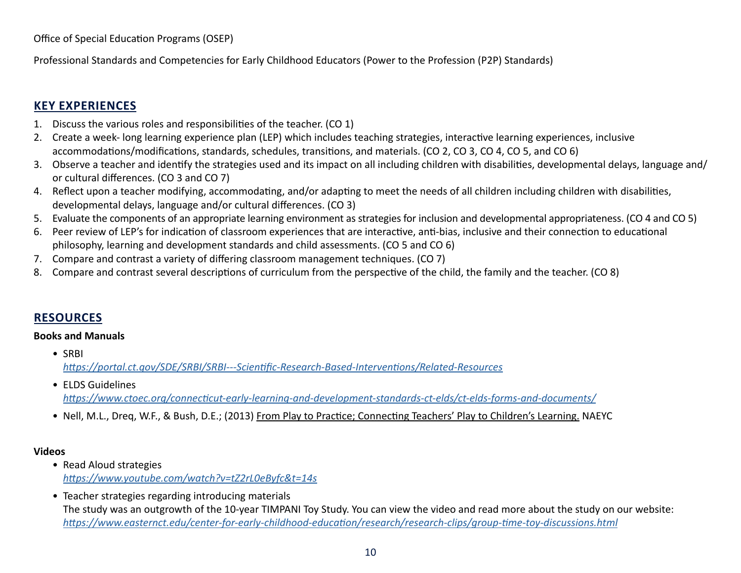Office of Special Education Programs (OSEP)

Professional Standards and Competencies for Early Childhood Educators (Power to the Profession (P2P) Standards)

## KEY EXPERIENCES

1. Discuss the various roles and responsibilities of the teacher. (CO 1)
2. Create a week- long learning experience plan (LEP) which includes teaching strategies, interactive learning experiences, inclusive accommodations/modifications, standards, schedules, transitions, and materials. (CO 2, CO 3, CO 4, CO 5, and CO 6)
3. Observe a teacher and identify the strategies used and its impact on all including children with disabilities, developmental delays, language and/or cultural differences. (CO 3 and CO 7)
4. Reflect upon a teacher modifying, accommodating, and/or adapting to meet the needs of all children including children with disabilities, developmental delays, language and/or cultural differences. (CO 3)
5. Evaluate the components of an appropriate learning environment as strategies for inclusion and developmental appropriateness. (CO 4 and CO 5)
6. Peer review of LEP's for indication of classroom experiences that are interactive, anti-bias, inclusive and their connection to educational philosophy, learning and development standards and child assessments. (CO 5 and CO 6)
7. Compare and contrast a variety of differing classroom management techniques. (CO 7)
8. Compare and contrast several descriptions of curriculum from the perspective of the child, the family and the teacher. (CO 8)

## RESOURCES

**Books and Manuals**

- SRBI
  *https://portal.ct.gov/SDE/SRBI/SRBI---Scientific-Research-Based-Interventions/Related-Resources*
- ELDS Guidelines
  *https://www.ctoec.org/connecticut-early-learning-and-development-standards-ct-elds/ct-elds-forms-and-documents/*
- Nell, M.L., Dreq, W.F., & Bush, D.E.; (2013) From Play to Practice; Connecting Teachers' Play to Children's Learning. NAEYC

**Videos**

- Read Aloud strategies
  *https://www.youtube.com/watch?v=tZ2rL0eByfc&t=14s*
- Teacher strategies regarding introducing materials
  The study was an outgrowth of the 10-year TIMPANI Toy Study. You can view the video and read more about the study on our website:
  *https://www.easternct.edu/center-for-early-childhood-education/research/research-clips/group-time-toy-discussions.html*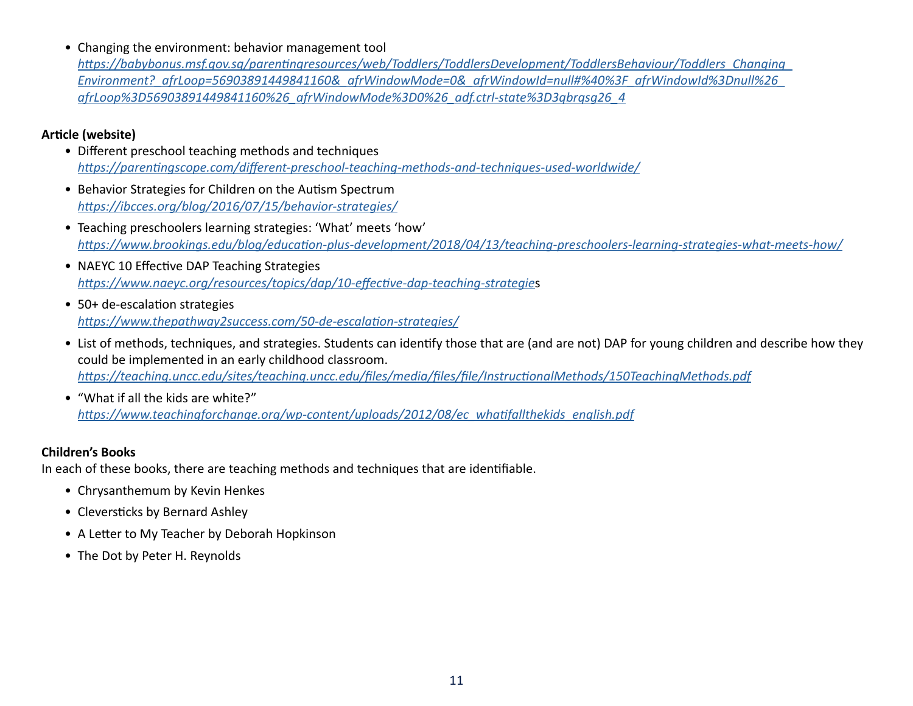- Changing the environment: behavior management tool
  *https://babybonus.msf.gov.sg/parentingresources/web/Toddlers/ToddlersDevelopment/ToddlersBehaviour/Toddlers_Changing_Environment?_afrLoop=56903891449841160&_afrWindowMode=0&_afrWindowId=null#%40%3F_afrWindowId%3Dnull%26_afrLoop%3D56903891449841160%26_afrWindowMode%3D0%26_adf.ctrl-state%3D3qbrqsg26_4*

**Article (website)**

- Different preschool teaching methods and techniques
  *https://parentingscope.com/different-preschool-teaching-methods-and-techniques-used-worldwide/*
- Behavior Strategies for Children on the Autism Spectrum
  *https://ibcces.org/blog/2016/07/15/behavior-strategies/*
- Teaching preschoolers learning strategies: 'What' meets 'how'
  *https://www.brookings.edu/blog/education-plus-development/2018/04/13/teaching-preschoolers-learning-strategies-what-meets-how/*
- NAEYC 10 Effective DAP Teaching Strategies
  *https://www.naeyc.org/resources/topics/dap/10-effective-dap-teaching-strategie*s
- 50+ de-escalation strategies
  *https://www.thepathway2success.com/50-de-escalation-strategies/*
- List of methods, techniques, and strategies. Students can identify those that are (and are not) DAP for young children and describe how they could be implemented in an early childhood classroom.
  *https://teaching.uncc.edu/sites/teaching.uncc.edu/files/media/files/file/InstructionalMethods/150TeachingMethods.pdf*
- "What if all the kids are white?"
  *https://www.teachingforchange.org/wp-content/uploads/2012/08/ec_whatifallthekids_english.pdf*

**Children's Books**

In each of these books, there are teaching methods and techniques that are identifiable.

- Chrysanthemum by Kevin Henkes
- Cleversticks by Bernard Ashley
- A Letter to My Teacher by Deborah Hopkinson
- The Dot by Peter H. Reynolds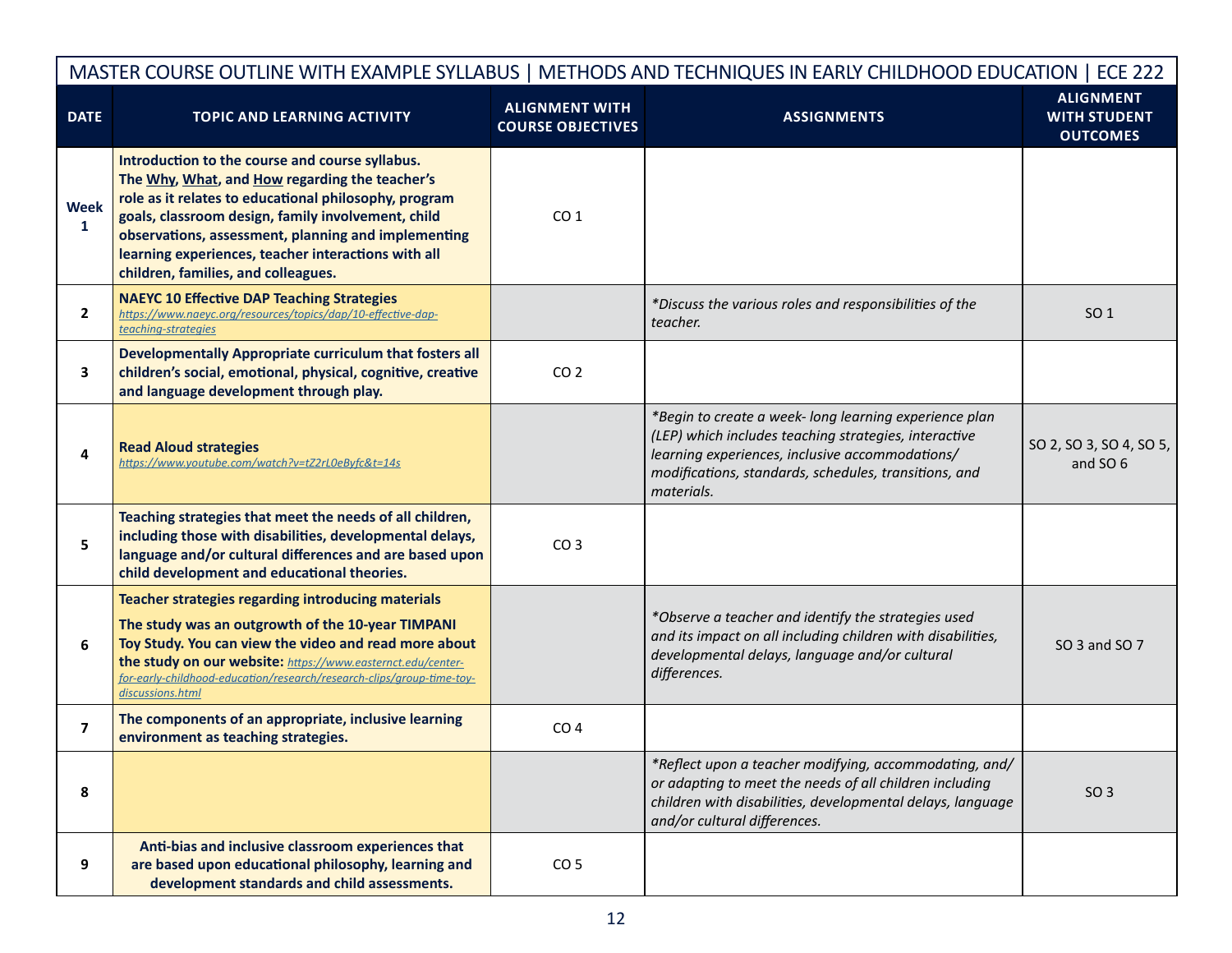| MASTER COURSE OUTLINE WITH EXAMPLE SYLLABUS \| METHODS AND TECHNIQUES IN EARLY CHILDHOOD EDUCATION \| ECE 222 | | | | |
|---|---|---|---|---|
| **DATE** | **TOPIC AND LEARNING ACTIVITY** | **ALIGNMENT WITH COURSE OBJECTIVES** | **ASSIGNMENTS** | **ALIGNMENT WITH STUDENT OUTCOMES** |
| **Week 1** | **Introduction to the course and course syllabus. The Why, What, and How regarding the teacher's role as it relates to educational philosophy, program goals, classroom design, family involvement, child observations, assessment, planning and implementing learning experiences, teacher interactions with all children, families, and colleagues.** | CO 1 | | |
| **2** | **NAEYC 10 Effective DAP Teaching Strategies** *https://www.naeyc.org/resources/topics/dap/10-effective-dap-teaching-strategies* | | *\*Discuss the various roles and responsibilities of the teacher.* | SO 1 |
| **3** | **Developmentally Appropriate curriculum that fosters all children's social, emotional, physical, cognitive, creative and language development through play.** | CO 2 | | |
| **4** | **Read Aloud strategies** *https://www.youtube.com/watch?v=tZ2rL0eByfc&t=14s* | | *\*Begin to create a week- long learning experience plan (LEP) which includes teaching strategies, interactive learning experiences, inclusive accommodations/ modifications, standards, schedules, transitions, and materials.* | SO 2, SO 3, SO 4, SO 5, and SO 6 |
| **5** | **Teaching strategies that meet the needs of all children, including those with disabilities, developmental delays, language and/or cultural differences and are based upon child development and educational theories.** | CO 3 | | |
| **6** | **Teacher strategies regarding introducing materials** **The study was an outgrowth of the 10-year TIMPANI Toy Study. You can view the video and read more about the study on our website:** *https://www.easternct.edu/center-for-early-childhood-education/research/research-clips/group-time-toy-discussions.html* | | *\*Observe a teacher and identify the strategies used and its impact on all including children with disabilities, developmental delays, language and/or cultural differences.* | SO 3 and SO 7 |
| **7** | **The components of an appropriate, inclusive learning environment as teaching strategies.** | CO 4 | | |
| **8** | | | *\*Reflect upon a teacher modifying, accommodating, and/ or adapting to meet the needs of all children including children with disabilities, developmental delays, language and/or cultural differences.* | SO 3 |
| **9** | **Anti-bias and inclusive classroom experiences that are based upon educational philosophy, learning and development standards and child assessments.** | CO 5 | | |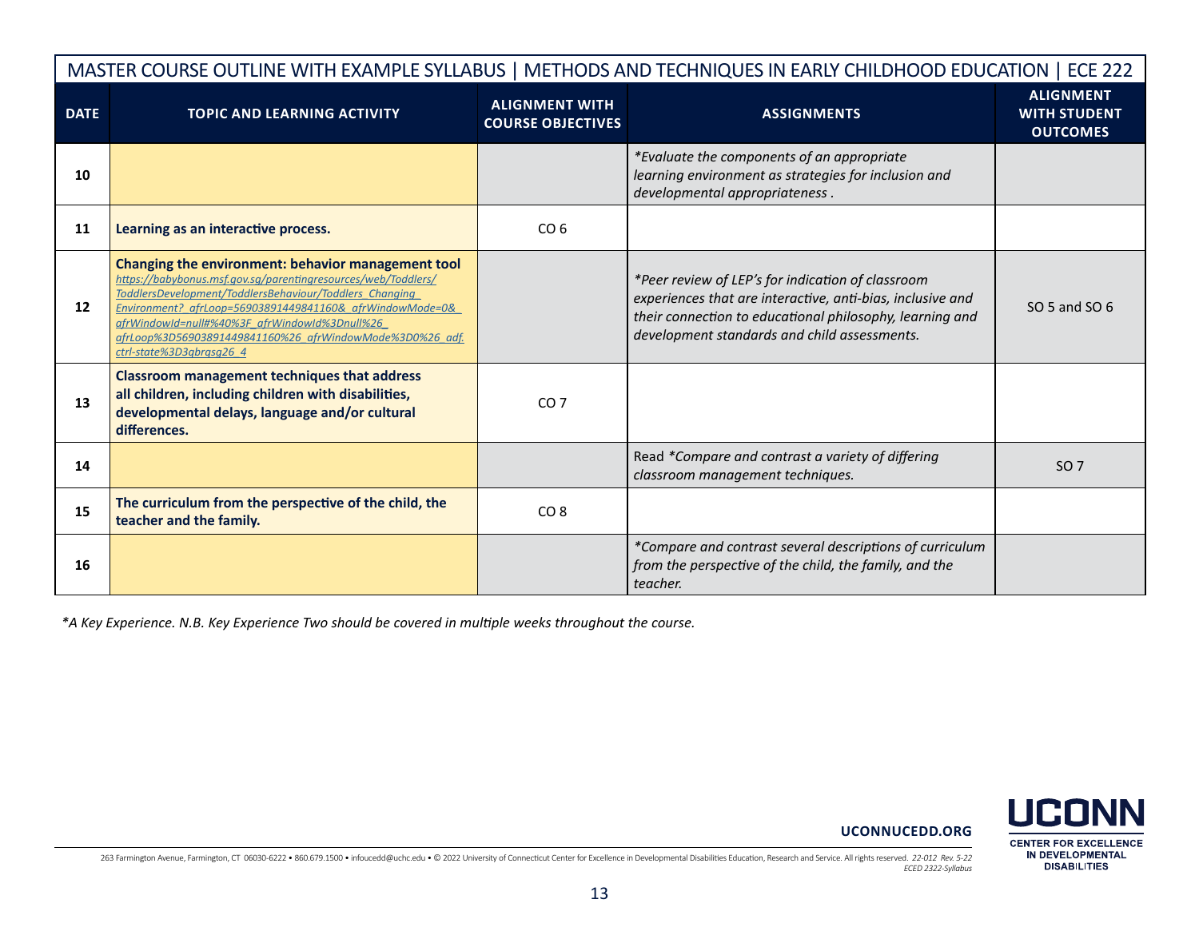MASTER COURSE OUTLINE WITH EXAMPLE SYLLABUS | METHODS AND TECHNIQUES IN EARLY CHILDHOOD EDUCATION | ECE 222

| DATE | TOPIC AND LEARNING ACTIVITY | ALIGNMENT WITH COURSE OBJECTIVES | ASSIGNMENTS | ALIGNMENT WITH STUDENT OUTCOMES |
|---|---|---|---|---|
| 10 | | | *\*Evaluate the components of an appropriate learning environment as strategies for inclusion and developmental appropriateness .* | |
| 11 | **Learning as an interactive process.** | CO 6 | | |
| 12 | **Changing the environment: behavior management tool** *https://babybonus.msf.gov.sg/parentingresources/web/Toddlers/ToddlersDevelopment/ToddlersBehaviour/Toddlers_Changing_Environment?_afrLoop=56903891449841160&_afrWindowMode=0&_afrWindowId=null#%40%3F_afrWindowId%3Dnull%26_afrLoop%3D56903891449841160%26_afrWindowMode%3D0%26_adf.ctrl-state%3D3qbrqsg26_4* | | *\*Peer review of LEP's for indication of classroom experiences that are interactive, anti-bias, inclusive and their connection to educational philosophy, learning and development standards and child assessments.* | SO 5 and SO 6 |
| 13 | **Classroom management techniques that address all children, including children with disabilities, developmental delays, language and/or cultural differences.** | CO 7 | | |
| 14 | | | Read *\*Compare and contrast a variety of differing classroom management techniques.* | SO 7 |
| 15 | **The curriculum from the perspective of the child, the teacher and the family.** | CO 8 | | |
| 16 | | | *\*Compare and contrast several descriptions of curriculum from the perspective of the child, the family, and the teacher.* | |

*\*A Key Experience. N.B. Key Experience Two should be covered in multiple weeks throughout the course.*

UCONNUCEDD.ORG

263 Farmington Avenue, Farmington, CT 06030-6222 • 860.679.1500 • infoucedd@uchc.edu • © 2022 University of Connecticut Center for Excellence in Developmental Disabilities Education, Research and Service. All rights reserved. *22-012 Rev. 5-22 ECED 2322-Syllabus*

UCONN CENTER FOR EXCELLENCE IN DEVELOPMENTAL DISABILITIES